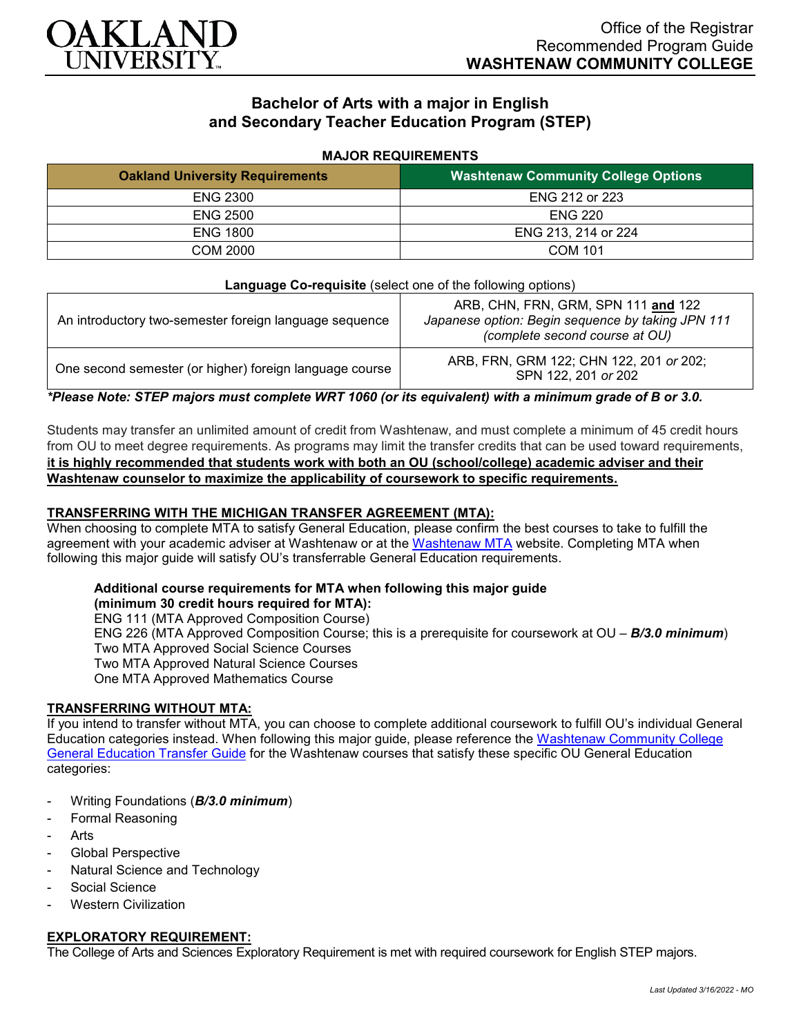OAKLAND UNIVERSITY

Office of the Registrar
Recommended Program Guide
**WASHTENAW COMMUNITY COLLEGE**

# Bachelor of Arts with a major in English and Secondary Teacher Education Program (STEP)

**MAJOR REQUIREMENTS**

| Oakland University Requirements | Washtenaw Community College Options |
|---|---|
| ENG 2300 | ENG 212 or 223 |
| ENG 2500 | ENG 220 |
| ENG 1800 | ENG 213, 214 or 224 |
| COM 2000 | COM 101 |

**Language Co-requisite** (select one of the following options)

| | |
|---|---|
| An introductory two-semester foreign language sequence | ARB, CHN, FRN, GRM, SPN 111 **and** 122<br>*Japanese option: Begin sequence by taking JPN 111 (complete second course at OU)* |
| One second semester (or higher) foreign language course | ARB, FRN, GRM 122; CHN 122, 201 *or* 202;<br>SPN 122, 201 *or* 202 |

***Please Note: STEP majors must complete WRT 1060 (or its equivalent) with a minimum grade of B or 3.0.***

Students may transfer an unlimited amount of credit from Washtenaw, and must complete a minimum of 45 credit hours from OU to meet degree requirements. As programs may limit the transfer credits that can be used toward requirements, **it is highly recommended that students work with both an OU (school/college) academic adviser and their Washtenaw counselor to maximize the applicability of coursework to specific requirements.**

## TRANSFERRING WITH THE MICHIGAN TRANSFER AGREEMENT (MTA):

When choosing to complete MTA to satisfy General Education, please confirm the best courses to take to fulfill the agreement with your academic adviser at Washtenaw or at the Washtenaw MTA website. Completing MTA when following this major guide will satisfy OU's transferrable General Education requirements.

**Additional course requirements for MTA when following this major guide (minimum 30 credit hours required for MTA):**
ENG 111 (MTA Approved Composition Course)
ENG 226 (MTA Approved Composition Course; this is a prerequisite for coursework at OU – ***B/3.0 minimum***)
Two MTA Approved Social Science Courses
Two MTA Approved Natural Science Courses
One MTA Approved Mathematics Course

## TRANSFERRING WITHOUT MTA:

If you intend to transfer without MTA, you can choose to complete additional coursework to fulfill OU's individual General Education categories instead. When following this major guide, please reference the Washtenaw Community College General Education Transfer Guide for the Washtenaw courses that satisfy these specific OU General Education categories:

- Writing Foundations (***B/3.0 minimum***)
- Formal Reasoning
- Arts
- Global Perspective
- Natural Science and Technology
- Social Science
- Western Civilization

## EXPLORATORY REQUIREMENT:

The College of Arts and Sciences Exploratory Requirement is met with required coursework for English STEP majors.

*Last Updated 3/16/2022 - MO*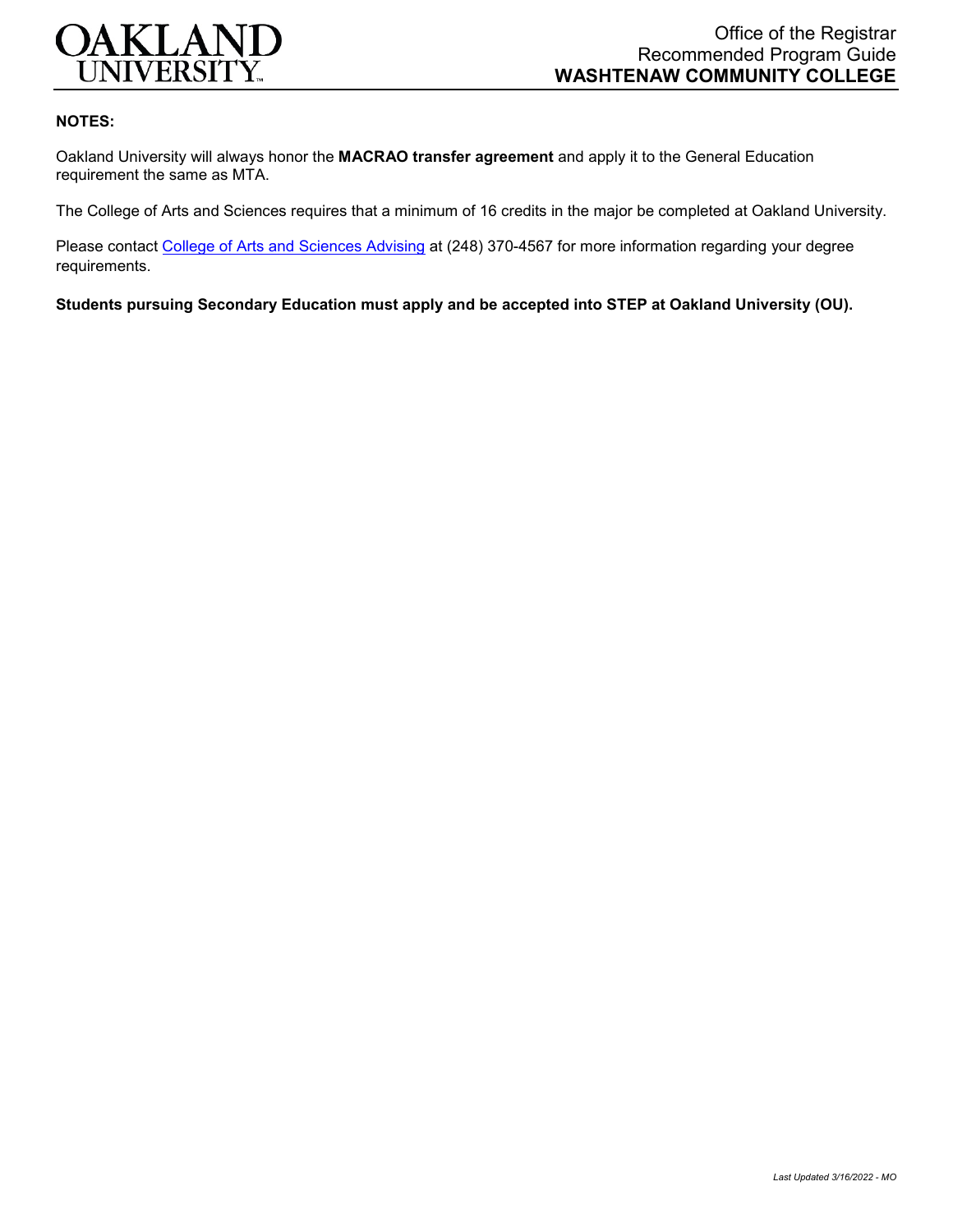**NOTES:**

Oakland University will always honor the **MACRAO transfer agreement** and apply it to the General Education requirement the same as MTA.

The College of Arts and Sciences requires that a minimum of 16 credits in the major be completed at Oakland University.

Please contact College of Arts and Sciences Advising at (248) 370-4567 for more information regarding your degree requirements.

**Students pursuing Secondary Education must apply and be accepted into STEP at Oakland University (OU).**

*Last Updated 3/16/2022 - MO*